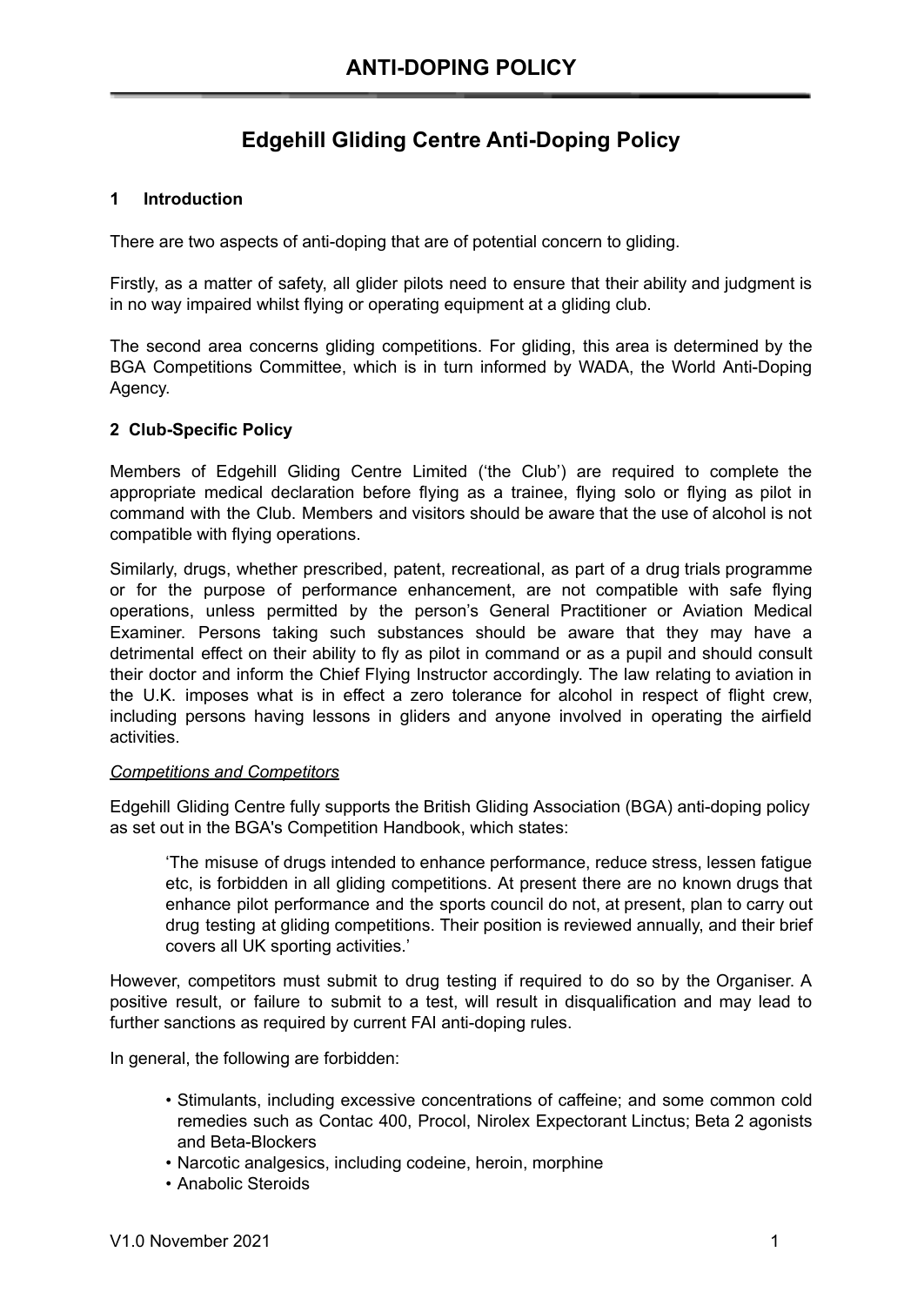# ANTI-DOPING POLICY

## Edgehill Gliding Centre Anti-Doping Policy

### 1 Introduction

There are two aspects of anti-doping that are of potential concern to gliding.

Firstly, as a matter of safety, all glider pilots need to ensure that their ability and judgment is in no way impaired whilst flying or operating equipment at a gliding club.

The second area concerns gliding competitions. For gliding, this area is determined by the BGA Competitions Committee, which is in turn informed by WADA, the World Anti-Doping Agency.

### 2 Club-Specific Policy

Members of Edgehill Gliding Centre Limited ('the Club') are required to complete the appropriate medical declaration before flying as a trainee, flying solo or flying as pilot in command with the Club. Members and visitors should be aware that the use of alcohol is not compatible with flying operations.

Similarly, drugs, whether prescribed, patent, recreational, as part of a drug trials programme or for the purpose of performance enhancement, are not compatible with safe flying operations, unless permitted by the person's General Practitioner or Aviation Medical Examiner. Persons taking such substances should be aware that they may have a detrimental effect on their ability to fly as pilot in command or as a pupil and should consult their doctor and inform the Chief Flying Instructor accordingly. The law relating to aviation in the U.K. imposes what is in effect a zero tolerance for alcohol in respect of flight crew, including persons having lessons in gliders and anyone involved in operating the airfield activities.

*Competitions and Competitors*

Edgehill Gliding Centre fully supports the British Gliding Association (BGA) anti-doping policy as set out in the BGA's Competition Handbook, which states:

> 'The misuse of drugs intended to enhance performance, reduce stress, lessen fatigue etc, is forbidden in all gliding competitions. At present there are no known drugs that enhance pilot performance and the sports council do not, at present, plan to carry out drug testing at gliding competitions. Their position is reviewed annually, and their brief covers all UK sporting activities.'

However, competitors must submit to drug testing if required to do so by the Organiser. A positive result, or failure to submit to a test, will result in disqualification and may lead to further sanctions as required by current FAI anti-doping rules.

In general, the following are forbidden:

- Stimulants, including excessive concentrations of caffeine; and some common cold remedies such as Contac 400, Procol, Nirolex Expectorant Linctus; Beta 2 agonists and Beta-Blockers
- Narcotic analgesics, including codeine, heroin, morphine
- Anabolic Steroids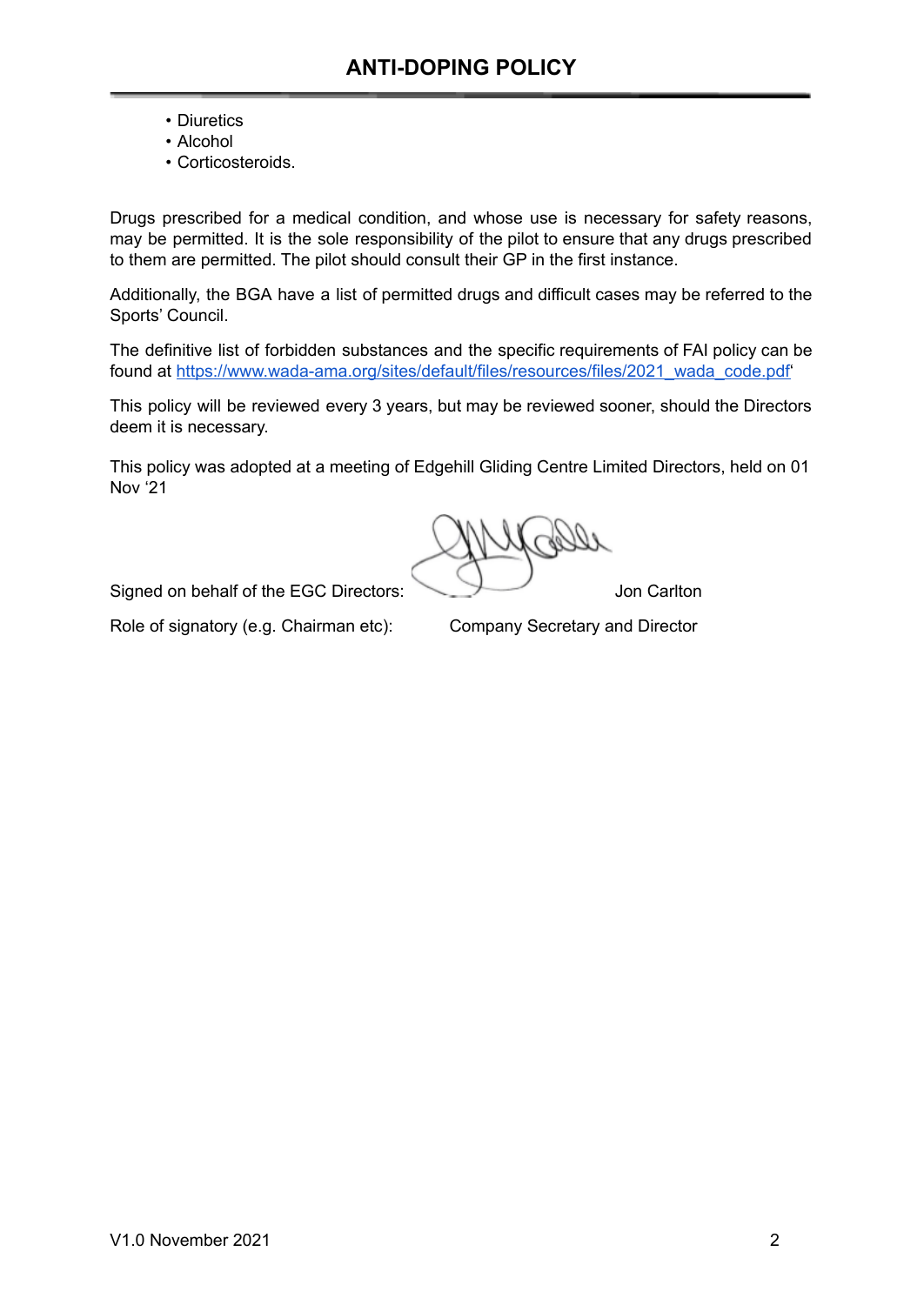- Diuretics
- Alcohol
- Corticosteroids.

Drugs prescribed for a medical condition, and whose use is necessary for safety reasons, may be permitted. It is the sole responsibility of the pilot to ensure that any drugs prescribed to them are permitted. The pilot should consult their GP in the first instance.

Additionally, the BGA have a list of permitted drugs and difficult cases may be referred to the Sports' Council.

The definitive list of forbidden substances and the specific requirements of FAI policy can be found at https://www.wada-ama.org/sites/default/files/resources/files/2021_wada_code.pdf'

This policy will be reviewed every 3 years, but may be reviewed sooner, should the Directors deem it is necessary.

This policy was adopted at a meeting of Edgehill Gliding Centre Limited Directors, held on 01 Nov '21

Signed on behalf of the EGC Directors: Jon Carlton

Role of signatory (e.g. Chairman etc): Company Secretary and Director

V1.0 November 2021